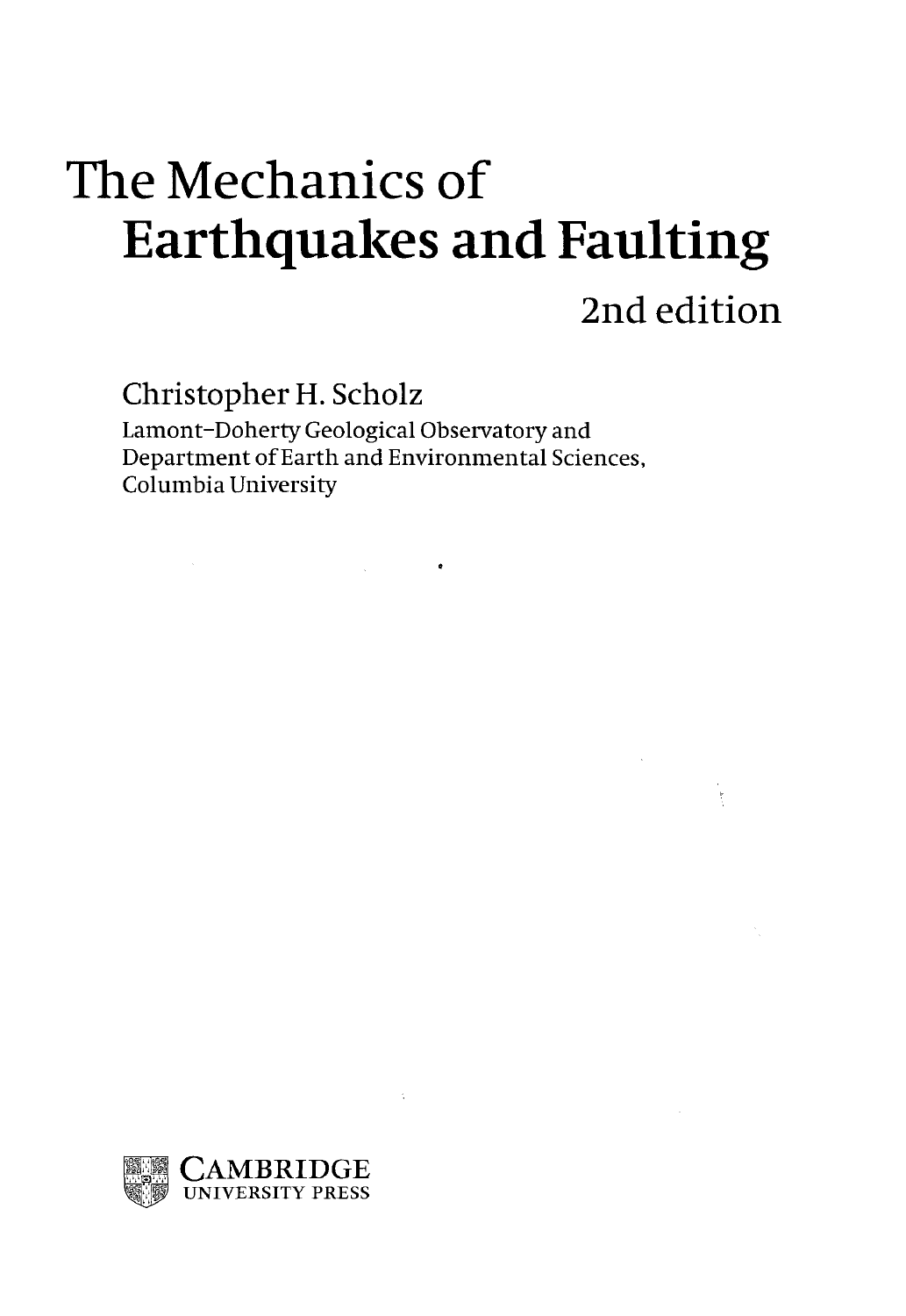# The Mechanics of Earthquakes and Faulting

2nd edition

Christopher H. Scholz

Lamont-Doherty Geological Observatory and
Department of Earth and Environmental Sciences,
Columbia University

CAMBRIDGE
UNIVERSITY PRESS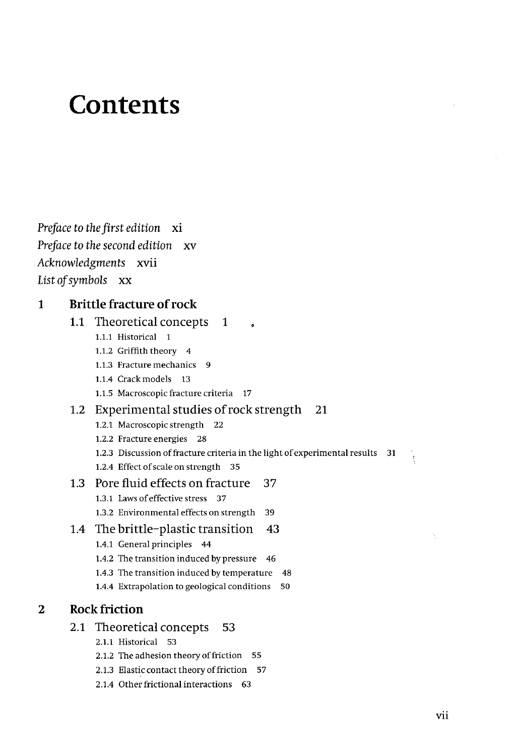# Contents

*Preface to the first edition* xi
*Preface to the second edition* xv
*Acknowledgments* xvii
*List of symbols* xx

## 1 Brittle fracture of rock

### 1.1 Theoretical concepts 1

- 1.1.1 Historical 1
- 1.1.2 Griffith theory 4
- 1.1.3 Fracture mechanics 9
- 1.1.4 Crack models 13
- 1.1.5 Macroscopic fracture criteria 17

### 1.2 Experimental studies of rock strength 21

- 1.2.1 Macroscopic strength 22
- 1.2.2 Fracture energies 28
- 1.2.3 Discussion of fracture criteria in the light of experimental results 31
- 1.2.4 Effect of scale on strength 35

### 1.3 Pore fluid effects on fracture 37

- 1.3.1 Laws of effective stress 37
- 1.3.2 Environmental effects on strength 39

### 1.4 The brittle–plastic transition 43

- 1.4.1 General principles 44
- 1.4.2 The transition induced by pressure 46
- 1.4.3 The transition induced by temperature 48
- 1.4.4 Extrapolation to geological conditions 50

## 2 Rock friction

### 2.1 Theoretical concepts 53

- 2.1.1 Historical 53
- 2.1.2 The adhesion theory of friction 55
- 2.1.3 Elastic contact theory of friction 57
- 2.1.4 Other frictional interactions 63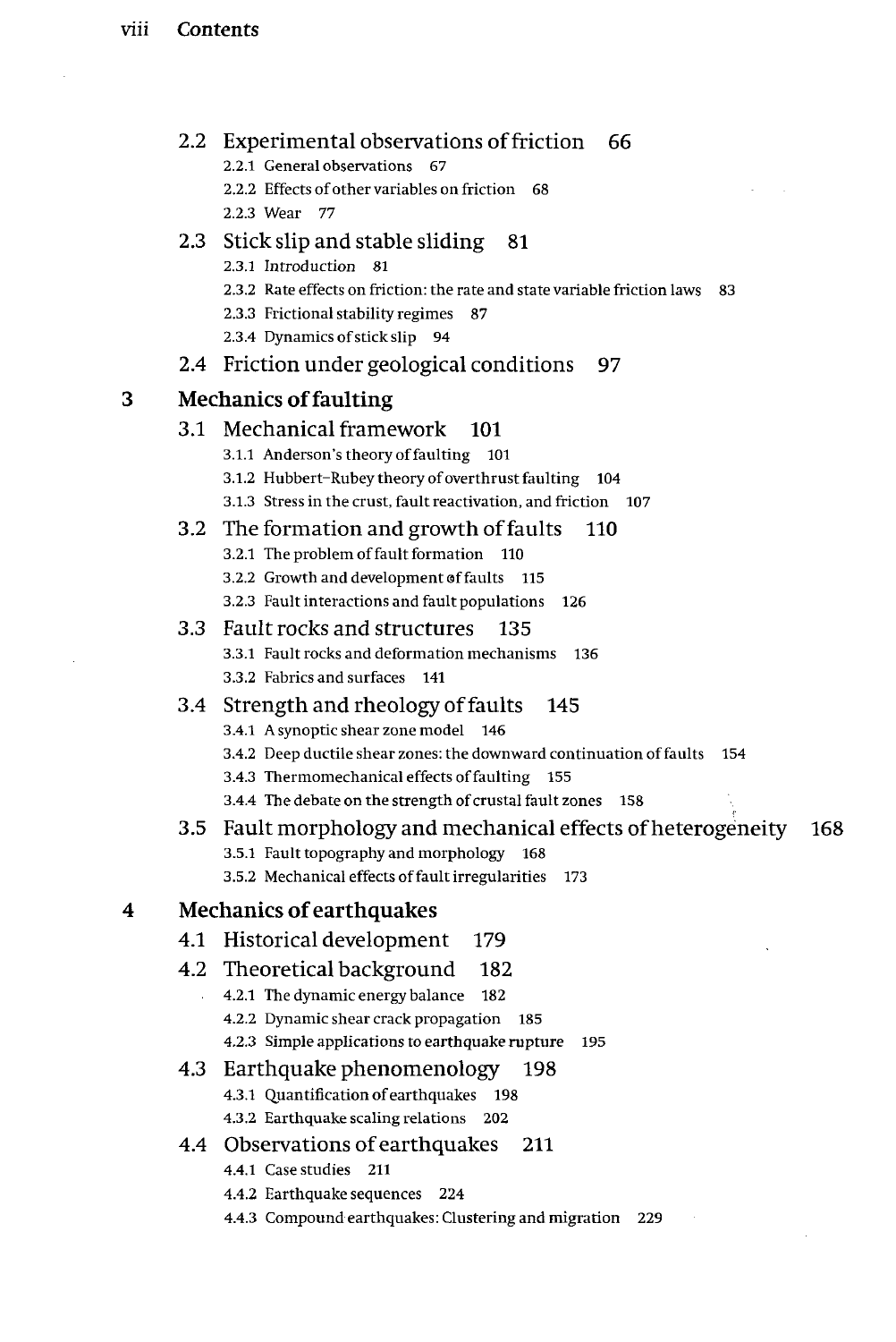## 2.2 Experimental observations of friction 66

- 2.2.1 General observations 67
- 2.2.2 Effects of other variables on friction 68
- 2.2.3 Wear 77

## 2.3 Stick slip and stable sliding 81

- 2.3.1 Introduction 81
- 2.3.2 Rate effects on friction: the rate and state variable friction laws 83
- 2.3.3 Frictional stability regimes 87
- 2.3.4 Dynamics of stick slip 94

## 2.4 Friction under geological conditions 97

# 3 Mechanics of faulting

## 3.1 Mechanical framework 101

- 3.1.1 Anderson's theory of faulting 101
- 3.1.2 Hubbert–Rubey theory of overthrust faulting 104
- 3.1.3 Stress in the crust, fault reactivation, and friction 107

## 3.2 The formation and growth of faults 110

- 3.2.1 The problem of fault formation 110
- 3.2.2 Growth and development of faults 115
- 3.2.3 Fault interactions and fault populations 126

## 3.3 Fault rocks and structures 135

- 3.3.1 Fault rocks and deformation mechanisms 136
- 3.3.2 Fabrics and surfaces 141

## 3.4 Strength and rheology of faults 145

- 3.4.1 A synoptic shear zone model 146
- 3.4.2 Deep ductile shear zones: the downward continuation of faults 154
- 3.4.3 Thermomechanical effects of faulting 155
- 3.4.4 The debate on the strength of crustal fault zones 158

## 3.5 Fault morphology and mechanical effects of heterogeneity 168

- 3.5.1 Fault topography and morphology 168
- 3.5.2 Mechanical effects of fault irregularities 173

# 4 Mechanics of earthquakes

## 4.1 Historical development 179

## 4.2 Theoretical background 182

- 4.2.1 The dynamic energy balance 182
- 4.2.2 Dynamic shear crack propagation 185
- 4.2.3 Simple applications to earthquake rupture 195

## 4.3 Earthquake phenomenology 198

- 4.3.1 Quantification of earthquakes 198
- 4.3.2 Earthquake scaling relations 202

## 4.4 Observations of earthquakes 211

- 4.4.1 Case studies 211
- 4.4.2 Earthquake sequences 224
- 4.4.3 Compound earthquakes: Clustering and migration 229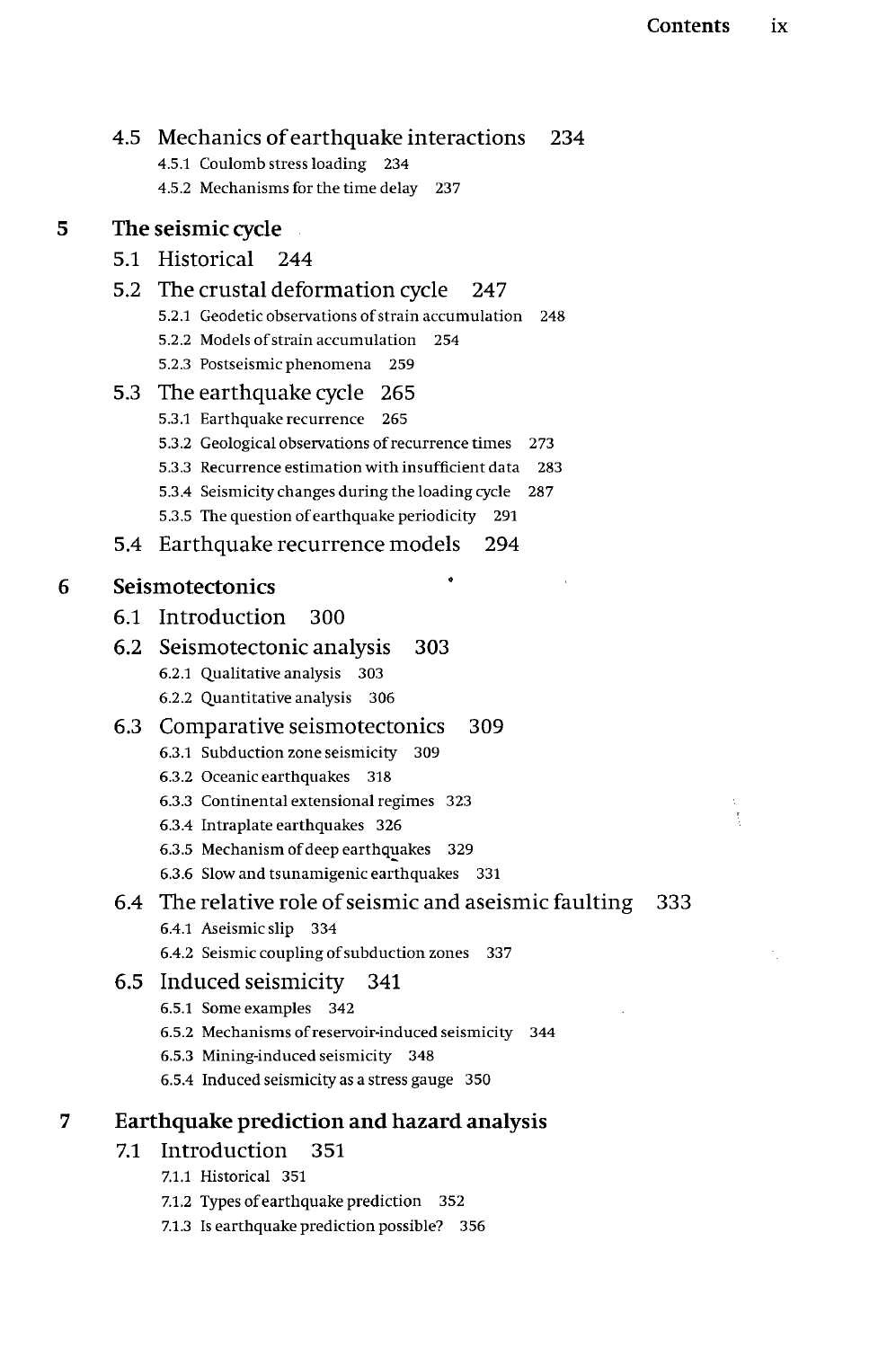4.5 Mechanics of earthquake interactions 234

- 4.5.1 Coulomb stress loading 234
- 4.5.2 Mechanisms for the time delay 237

## 5 The seismic cycle

5.1 Historical 244

5.2 The crustal deformation cycle 247

- 5.2.1 Geodetic observations of strain accumulation 248
- 5.2.2 Models of strain accumulation 254
- 5.2.3 Postseismic phenomena 259

5.3 The earthquake cycle 265

- 5.3.1 Earthquake recurrence 265
- 5.3.2 Geological observations of recurrence times 273
- 5.3.3 Recurrence estimation with insufficient data 283
- 5.3.4 Seismicity changes during the loading cycle 287
- 5.3.5 The question of earthquake periodicity 291

5.4 Earthquake recurrence models 294

## 6 Seismotectonics

6.1 Introduction 300

6.2 Seismotectonic analysis 303

- 6.2.1 Qualitative analysis 303
- 6.2.2 Quantitative analysis 306

6.3 Comparative seismotectonics 309

- 6.3.1 Subduction zone seismicity 309
- 6.3.2 Oceanic earthquakes 318
- 6.3.3 Continental extensional regimes 323
- 6.3.4 Intraplate earthquakes 326
- 6.3.5 Mechanism of deep earthquakes 329
- 6.3.6 Slow and tsunamigenic earthquakes 331

6.4 The relative role of seismic and aseismic faulting 333

- 6.4.1 Aseismic slip 334
- 6.4.2 Seismic coupling of subduction zones 337

6.5 Induced seismicity 341

- 6.5.1 Some examples 342
- 6.5.2 Mechanisms of reservoir-induced seismicity 344
- 6.5.3 Mining-induced seismicity 348
- 6.5.4 Induced seismicity as a stress gauge 350

## 7 Earthquake prediction and hazard analysis

7.1 Introduction 351

- 7.1.1 Historical 351
- 7.1.2 Types of earthquake prediction 352
- 7.1.3 Is earthquake prediction possible? 356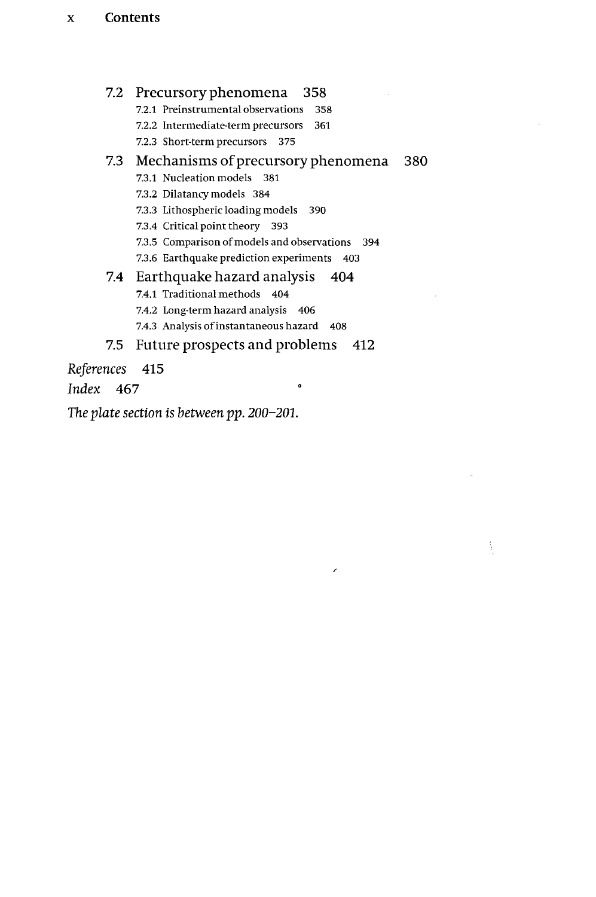7.2 Precursory phenomena 358

- 7.2.1 Preinstrumental observations 358
- 7.2.2 Intermediate-term precursors 361
- 7.2.3 Short-term precursors 375

7.3 Mechanisms of precursory phenomena 380

- 7.3.1 Nucleation models 381
- 7.3.2 Dilatancy models 384
- 7.3.3 Lithospheric loading models 390
- 7.3.4 Critical point theory 393
- 7.3.5 Comparison of models and observations 394
- 7.3.6 Earthquake prediction experiments 403

7.4 Earthquake hazard analysis 404

- 7.4.1 Traditional methods 404
- 7.4.2 Long-term hazard analysis 406
- 7.4.3 Analysis of instantaneous hazard 408

7.5 Future prospects and problems 412

*References* 415

*Index* 467

*The plate section is between pp. 200–201.*